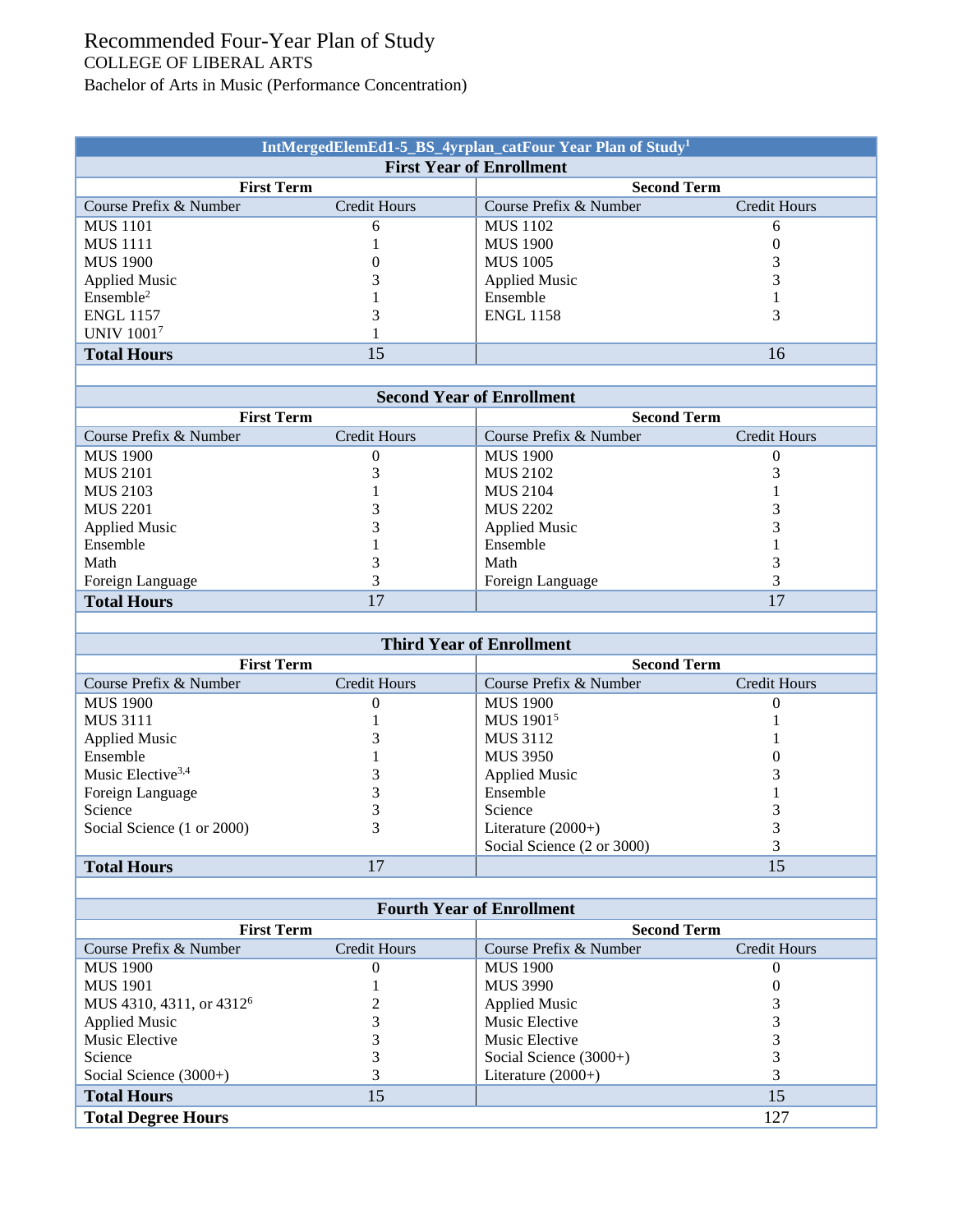# Recommended Four-Year Plan of Study

COLLEGE OF LIBERAL ARTS

Bachelor of Arts in Music (Performance Concentration)

| IntMergedElemEd1-5_BS_4yrplan_catFour Year Plan of Study[1] | | | |
|---|---|---|---|
| **First Year of Enrollment** | | | |
| **First Term** | | **Second Term** | |
| Course Prefix & Number | Credit Hours | Course Prefix & Number | Credit Hours |
| MUS 1101 | 6 | MUS 1102 | 6 |
| MUS 1111 | 1 | MUS 1900 | 0 |
| MUS 1900 | 0 | MUS 1005 | 3 |
| Applied Music | 3 | Applied Music | 3 |
| Ensemble[2] | 1 | Ensemble | 1 |
| ENGL 1157 | 3 | ENGL 1158 | 3 |
| UNIV 1001[7] | 1 | | |
| **Total Hours** | 15 | | 16 |
| | | | |
| **Second Year of Enrollment** | | | |
| **First Term** | | **Second Term** | |
| Course Prefix & Number | Credit Hours | Course Prefix & Number | Credit Hours |
| MUS 1900 | 0 | MUS 1900 | 0 |
| MUS 2101 | 3 | MUS 2102 | 3 |
| MUS 2103 | 1 | MUS 2104 | 1 |
| MUS 2201 | 3 | MUS 2202 | 3 |
| Applied Music | 3 | Applied Music | 3 |
| Ensemble | 1 | Ensemble | 1 |
| Math | 3 | Math | 3 |
| Foreign Language | 3 | Foreign Language | 3 |
| **Total Hours** | 17 | | 17 |
| | | | |
| **Third Year of Enrollment** | | | |
| **First Term** | | **Second Term** | |
| Course Prefix & Number | Credit Hours | Course Prefix & Number | Credit Hours |
| MUS 1900 | 0 | MUS 1900 | 0 |
| MUS 3111 | 1 | MUS 1901[5] | 1 |
| Applied Music | 3 | MUS 3112 | 1 |
| Ensemble | 1 | MUS 3950 | 0 |
| Music Elective[3,4] | 3 | Applied Music | 3 |
| Foreign Language | 3 | Ensemble | 1 |
| Science | 3 | Science | 3 |
| Social Science (1 or 2000) | 3 | Literature (2000+) | 3 |
| | | Social Science (2 or 3000) | 3 |
| **Total Hours** | 17 | | 15 |
| | | | |
| **Fourth Year of Enrollment** | | | |
| **First Term** | | **Second Term** | |
| Course Prefix & Number | Credit Hours | Course Prefix & Number | Credit Hours |
| MUS 1900 | 0 | MUS 1900 | 0 |
| MUS 1901 | 1 | MUS 3990 | 0 |
| MUS 4310, 4311, or 4312[6] | 2 | Applied Music | 3 |
| Applied Music | 3 | Music Elective | 3 |
| Music Elective | 3 | Music Elective | 3 |
| Science | 3 | Social Science (3000+) | 3 |
| Social Science (3000+) | 3 | Literature (2000+) | 3 |
| **Total Hours** | 15 | | 15 |
| **Total Degree Hours** | | | 127 |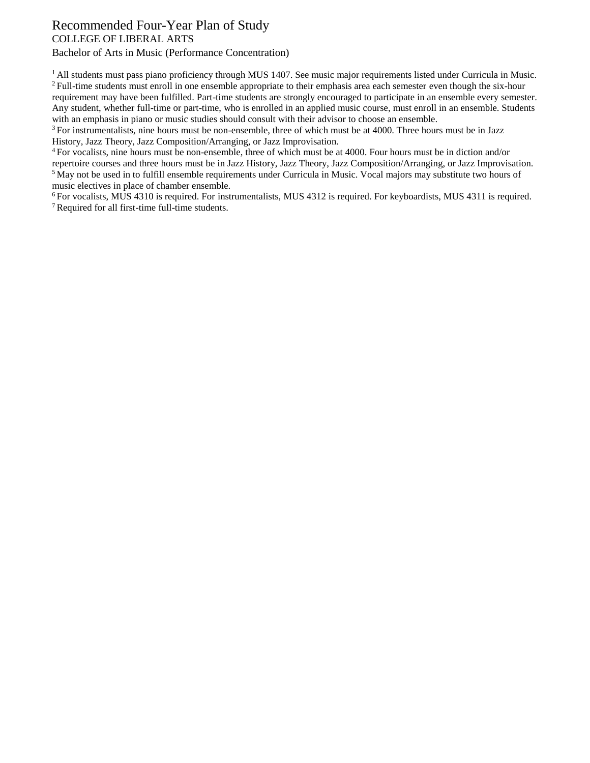# Recommended Four-Year Plan of Study

COLLEGE OF LIBERAL ARTS

Bachelor of Arts in Music (Performance Concentration)

[1] All students must pass piano proficiency through MUS 1407. See music major requirements listed under Curricula in Music.
[2] Full-time students must enroll in one ensemble appropriate to their emphasis area each semester even though the six-hour requirement may have been fulfilled. Part-time students are strongly encouraged to participate in an ensemble every semester. Any student, whether full-time or part-time, who is enrolled in an applied music course, must enroll in an ensemble. Students with an emphasis in piano or music studies should consult with their advisor to choose an ensemble.
[3] For instrumentalists, nine hours must be non-ensemble, three of which must be at 4000. Three hours must be in Jazz History, Jazz Theory, Jazz Composition/Arranging, or Jazz Improvisation.
[4] For vocalists, nine hours must be non-ensemble, three of which must be at 4000. Four hours must be in diction and/or repertoire courses and three hours must be in Jazz History, Jazz Theory, Jazz Composition/Arranging, or Jazz Improvisation.
[5] May not be used in to fulfill ensemble requirements under Curricula in Music. Vocal majors may substitute two hours of music electives in place of chamber ensemble.
[6] For vocalists, MUS 4310 is required. For instrumentalists, MUS 4312 is required. For keyboardists, MUS 4311 is required.
[7] Required for all first-time full-time students.